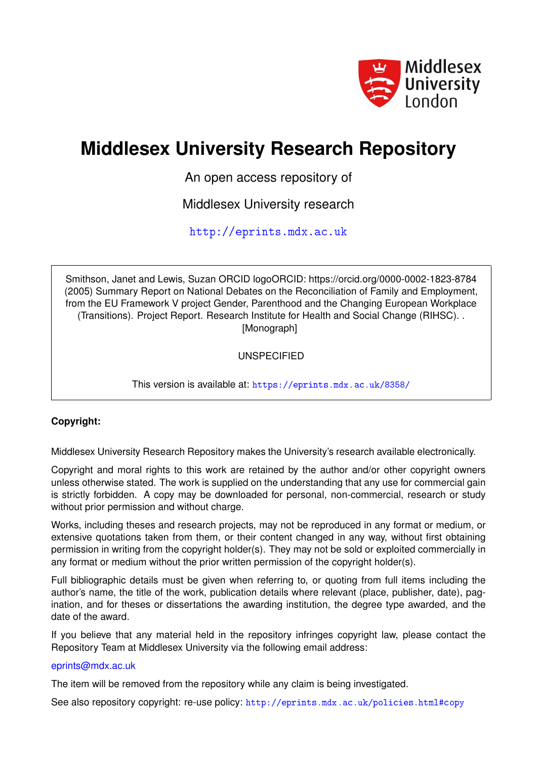# Middlesex University Research Repository

An open access repository of

Middlesex University research

http://eprints.mdx.ac.uk

Smithson, Janet and Lewis, Suzan ORCID logoORCID: https://orcid.org/0000-0002-1823-8784 (2005) Summary Report on National Debates on the Reconciliation of Family and Employment, from the EU Framework V project Gender, Parenthood and the Changing European Workplace (Transitions). Project Report. Research Institute for Health and Social Change (RIHSC). . [Monograph]

UNSPECIFIED

This version is available at: https://eprints.mdx.ac.uk/8358/

**Copyright:**

Middlesex University Research Repository makes the University's research available electronically.

Copyright and moral rights to this work are retained by the author and/or other copyright owners unless otherwise stated. The work is supplied on the understanding that any use for commercial gain is strictly forbidden. A copy may be downloaded for personal, non-commercial, research or study without prior permission and without charge.

Works, including theses and research projects, may not be reproduced in any format or medium, or extensive quotations taken from them, or their content changed in any way, without first obtaining permission in writing from the copyright holder(s). They may not be sold or exploited commercially in any format or medium without the prior written permission of the copyright holder(s).

Full bibliographic details must be given when referring to, or quoting from full items including the author's name, the title of the work, publication details where relevant (place, publisher, date), pagination, and for theses or dissertations the awarding institution, the degree type awarded, and the date of the award.

If you believe that any material held in the repository infringes copyright law, please contact the Repository Team at Middlesex University via the following email address:

eprints@mdx.ac.uk

The item will be removed from the repository while any claim is being investigated.

See also repository copyright: re-use policy: http://eprints.mdx.ac.uk/policies.html#copy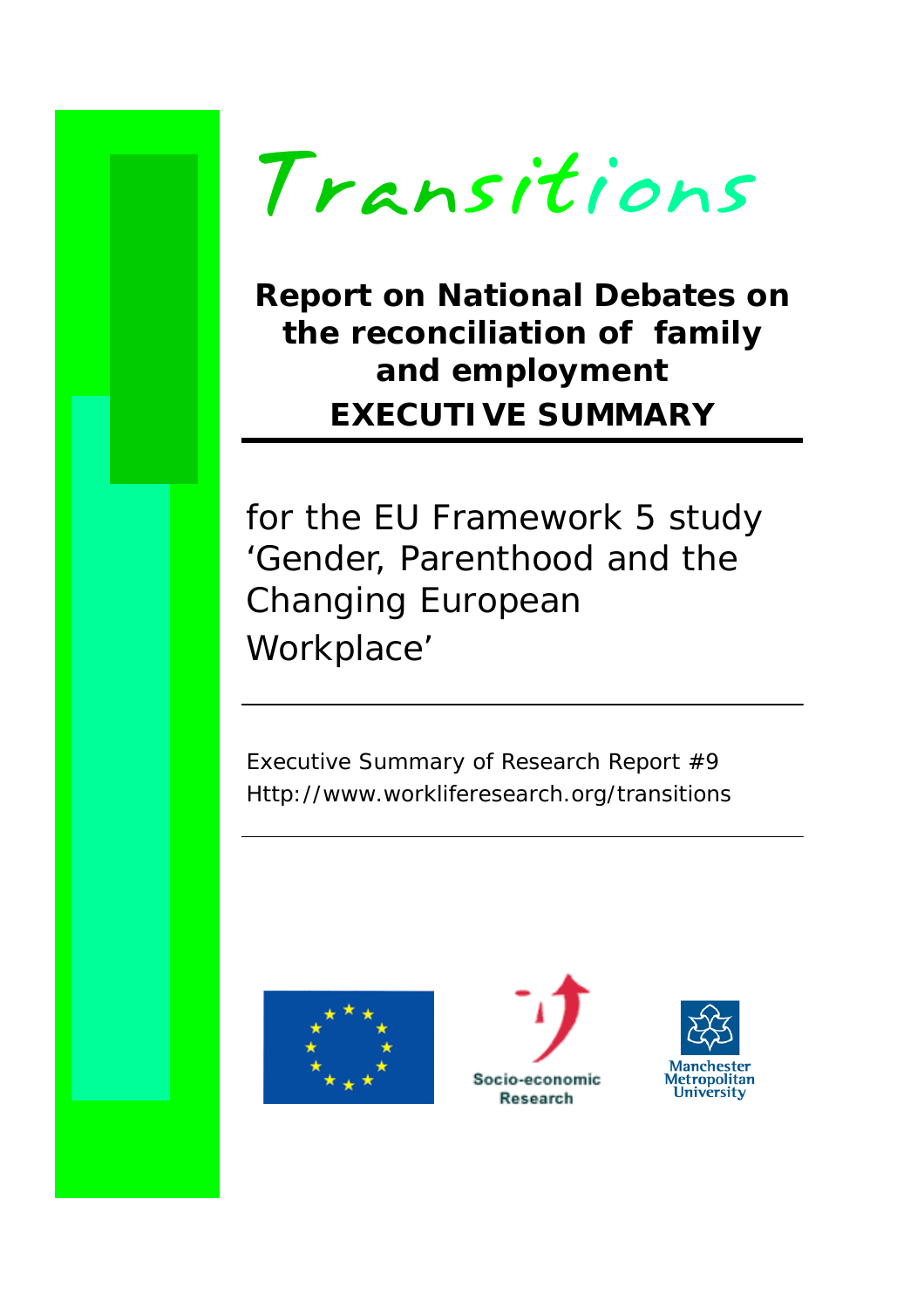# Transitions

**Report on National Debates on the reconciliation of family and employment**

**EXECUTIVE SUMMARY**

for the EU Framework 5 study 'Gender, Parenthood and the Changing European Workplace'

Executive Summary of Research Report #9

Http://www.workliferesearch.org/transitions

Socio-economic Research

Manchester Metropolitan University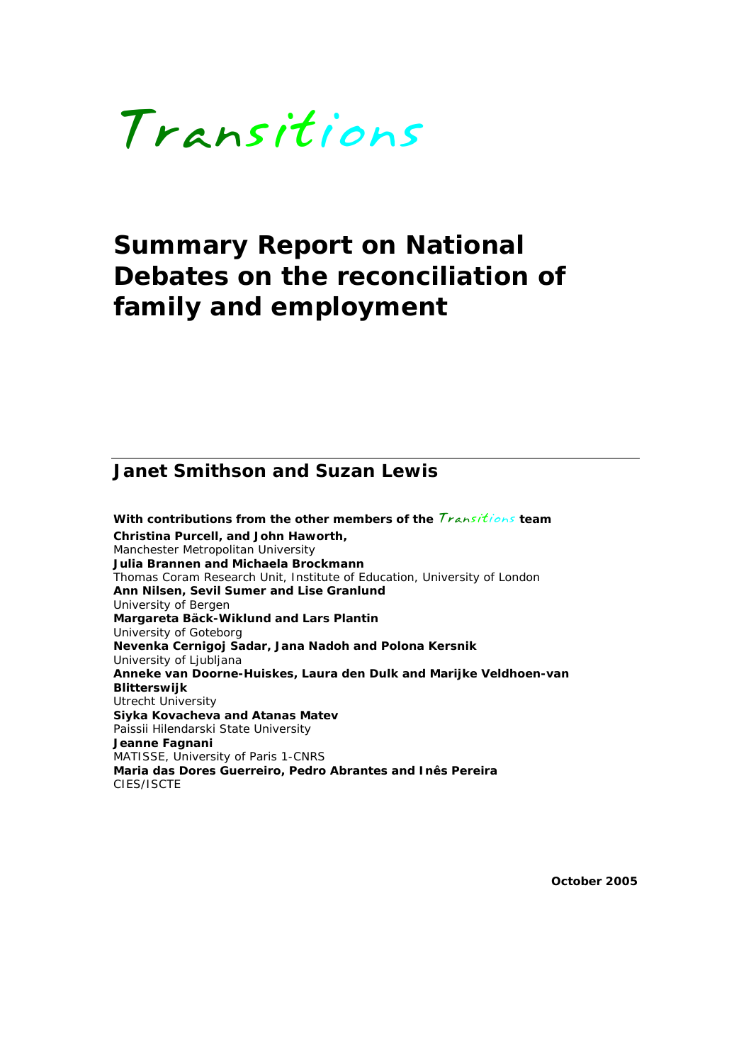# Transitions

# Summary Report on National Debates on the reconciliation of family and employment

---

## Janet Smithson and Suzan Lewis

**With contributions from the other members of the** *Transitions* **team**

**Christina Purcell, and John Haworth,**
Manchester Metropolitan University

**Julia Brannen and Michaela Brockmann**
Thomas Coram Research Unit, Institute of Education, University of London

**Ann Nilsen, Sevil Sumer and Lise Granlund**
University of Bergen

**Margareta Bäck-Wiklund and Lars Plantin**
University of Goteborg

**Nevenka Cernigoj Sadar, Jana Nadoh and Polona Kersnik**
University of Ljubljana

**Anneke van Doorne-Huiskes, Laura den Dulk and Marijke Veldhoen-van Blitterswijk**
Utrecht University

**Siyka Kovacheva and Atanas Matev**
Paissii Hilendarski State University

**Jeanne Fagnani**
MATISSE, University of Paris 1-CNRS

**Maria das Dores Guerreiro, Pedro Abrantes and Inês Pereira**
CIES/ISCTE

**October 2005**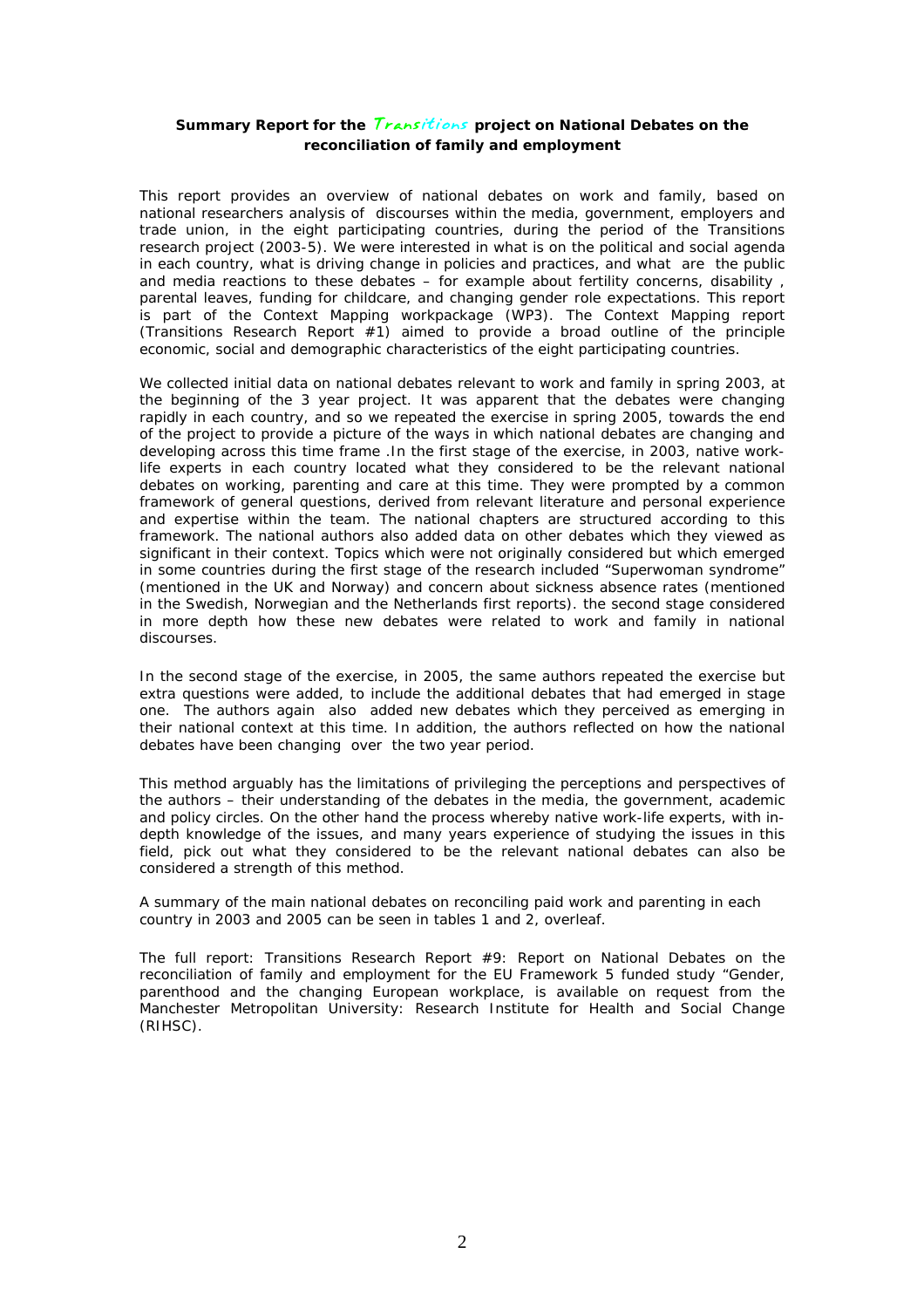**Summary Report for the *Transitions* project on National Debates on the reconciliation of family and employment**

This report provides an overview of national debates on work and family, based on national researchers analysis of discourses within the media, government, employers and trade union, in the eight participating countries, during the period of the Transitions research project (2003-5). We were interested in what is on the political and social agenda in each country, what is driving change in policies and practices, and what are the public and media reactions to these debates – for example about fertility concerns, disability , parental leaves, funding for childcare, and changing gender role expectations. This report is part of the Context Mapping workpackage (WP3). The Context Mapping report (Transitions Research Report #1) aimed to provide a broad outline of the principle economic, social and demographic characteristics of the eight participating countries.

We collected initial data on national debates relevant to work and family in spring 2003, at the beginning of the 3 year project. It was apparent that the debates were changing rapidly in each country, and so we repeated the exercise in spring 2005, towards the end of the project to provide a picture of the ways in which national debates are changing and developing across this time frame .In the first stage of the exercise, in 2003, native work-life experts in each country located what they considered to be the relevant national debates on working, parenting and care at this time. They were prompted by a common framework of general questions, derived from relevant literature and personal experience and expertise within the team. The national chapters are structured according to this framework. The national authors also added data on other debates which they viewed as significant in their context. Topics which were not originally considered but which emerged in some countries during the first stage of the research included "Superwoman syndrome" (mentioned in the UK and Norway) and concern about sickness absence rates (mentioned in the Swedish, Norwegian and the Netherlands first reports). the second stage considered in more depth how these new debates were related to work and family in national discourses.

In the second stage of the exercise, in 2005, the same authors repeated the exercise but extra questions were added, to include the additional debates that had emerged in stage one. The authors again also added new debates which they perceived as emerging in their national context at this time. In addition, the authors reflected on how the national debates have been changing over the two year period.

This method arguably has the limitations of privileging the perceptions and perspectives of the authors – their understanding of the debates in the media, the government, academic and policy circles. On the other hand the process whereby native work-life experts, with in-depth knowledge of the issues, and many years experience of studying the issues in this field, pick out what they considered to be the relevant national debates can also be considered a strength of this method.

A summary of the main national debates on reconciling paid work and parenting in each country in 2003 and 2005 can be seen in tables 1 and 2, overleaf.

The full report: Transitions Research Report #9: Report on National Debates on the reconciliation of family and employment for the EU Framework 5 funded study "Gender, parenthood and the changing European workplace, is available on request from the Manchester Metropolitan University: Research Institute for Health and Social Change (RIHSC).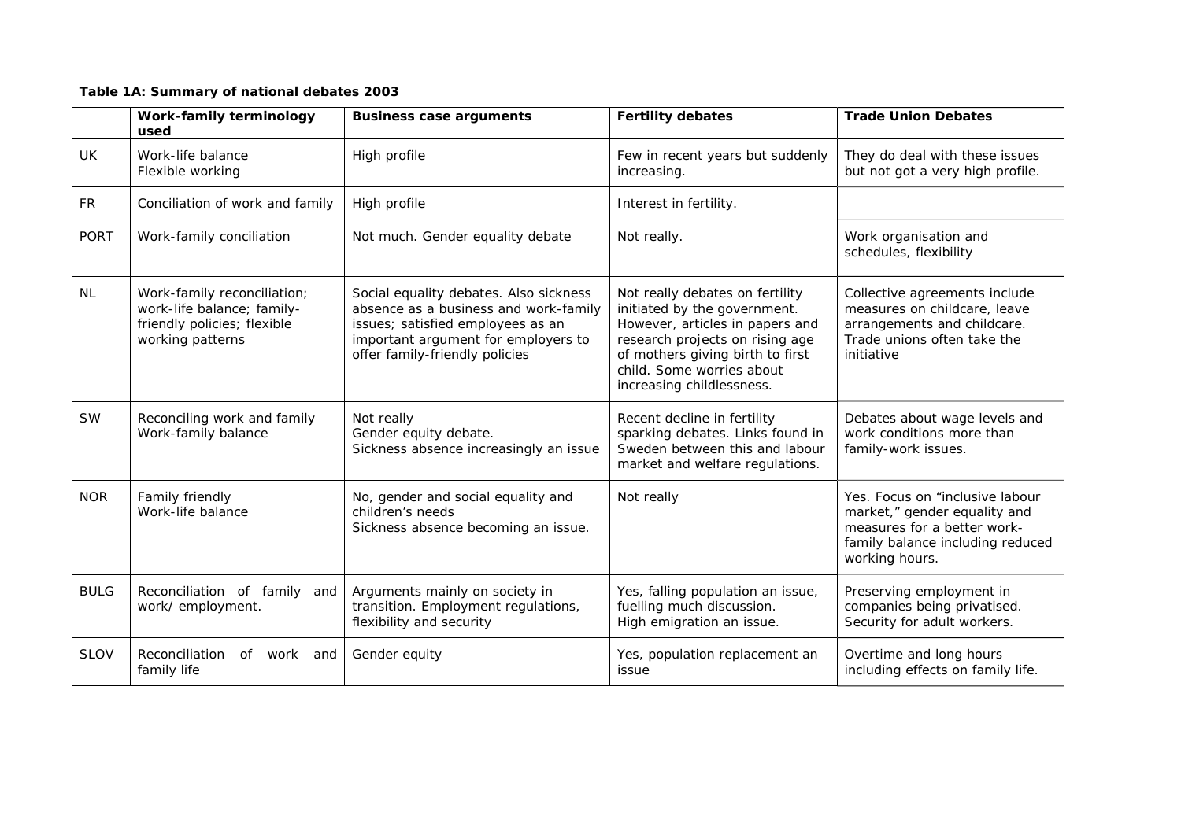**Table 1A: Summary of national debates 2003**

| | Work-family terminology used | Business case arguments | Fertility debates | Trade Union Debates |
|---|---|---|---|---|
| UK | Work-life balance<br>Flexible working | High profile | Few in recent years but suddenly increasing. | They do deal with these issues but not got a very high profile. |
| FR | Conciliation of work and family | High profile | Interest in fertility. | |
| PORT | Work-family conciliation | Not much. Gender equality debate | Not really. | Work organisation and schedules, flexibility |
| NL | Work-family reconciliation; work-life balance; family-friendly policies; flexible working patterns | Social equality debates. Also sickness absence as a business and work-family issues; satisfied employees as an important argument for employers to offer family-friendly policies | Not really debates on fertility initiated by the government. However, articles in papers and research projects on rising age of mothers giving birth to first child. Some worries about increasing childlessness. | Collective agreements include measures on childcare, leave arrangements and childcare. Trade unions often take the initiative |
| SW | Reconciling work and family<br>Work-family balance | Not really<br>Gender equity debate.<br>Sickness absence increasingly an issue | Recent decline in fertility sparking debates. Links found in Sweden between this and labour market and welfare regulations. | Debates about wage levels and work conditions more than family-work issues. |
| NOR | Family friendly<br>Work-life balance | No, gender and social equality and children's needs<br>Sickness absence becoming an issue. | Not really | Yes. Focus on "inclusive labour market," gender equality and measures for a better work-family balance including reduced working hours. |
| BULG | Reconciliation of family and work/ employment. | Arguments mainly on society in transition. Employment regulations, flexibility and security | Yes, falling population an issue, fuelling much discussion.<br>High emigration an issue. | Preserving employment in companies being privatised. Security for adult workers. |
| SLOV | Reconciliation of work and family life | Gender equity | Yes, population replacement an issue | Overtime and long hours including effects on family life. |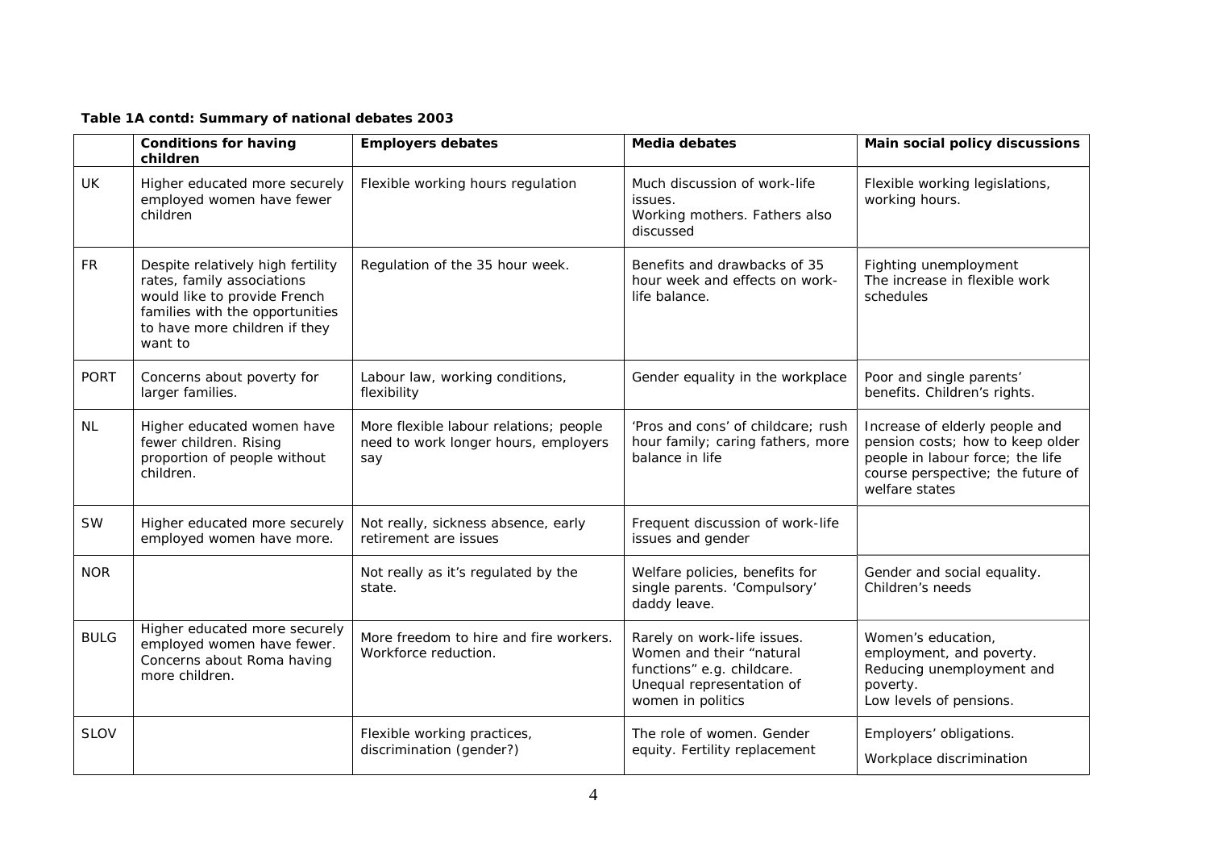**Table 1A contd: Summary of national debates 2003**

| | Conditions for having children | Employers debates | Media debates | Main social policy discussions |
|---|---|---|---|---|
| UK | Higher educated more securely employed women have fewer children | Flexible working hours regulation | Much discussion of work-life issues. Working mothers. Fathers also discussed | Flexible working legislations, working hours. |
| FR | Despite relatively high fertility rates, family associations would like to provide French families with the opportunities to have more children if they want to | Regulation of the 35 hour week. | Benefits and drawbacks of 35 hour week and effects on work-life balance. | Fighting unemployment The increase in flexible work schedules |
| PORT | Concerns about poverty for larger families. | Labour law, working conditions, flexibility | Gender equality in the workplace | Poor and single parents' benefits. Children's rights. |
| NL | Higher educated women have fewer children. Rising proportion of people without children. | More flexible labour relations; people need to work longer hours, employers say | 'Pros and cons' of childcare; rush hour family; caring fathers, more balance in life | Increase of elderly people and pension costs; how to keep older people in labour force; the life course perspective; the future of welfare states |
| SW | Higher educated more securely employed women have more. | Not really, sickness absence, early retirement are issues | Frequent discussion of work-life issues and gender | |
| NOR | | Not really as it's regulated by the state. | Welfare policies, benefits for single parents. 'Compulsory' daddy leave. | Gender and social equality. Children's needs |
| BULG | Higher educated more securely employed women have fewer. Concerns about Roma having more children. | More freedom to hire and fire workers. Workforce reduction. | Rarely on work-life issues. Women and their "natural functions" e.g. childcare. Unequal representation of women in politics | Women's education, employment, and poverty. Reducing unemployment and poverty. Low levels of pensions. |
| SLOV | | Flexible working practices, discrimination (gender?) | The role of women. Gender equity. Fertility replacement | Employers' obligations. Workplace discrimination |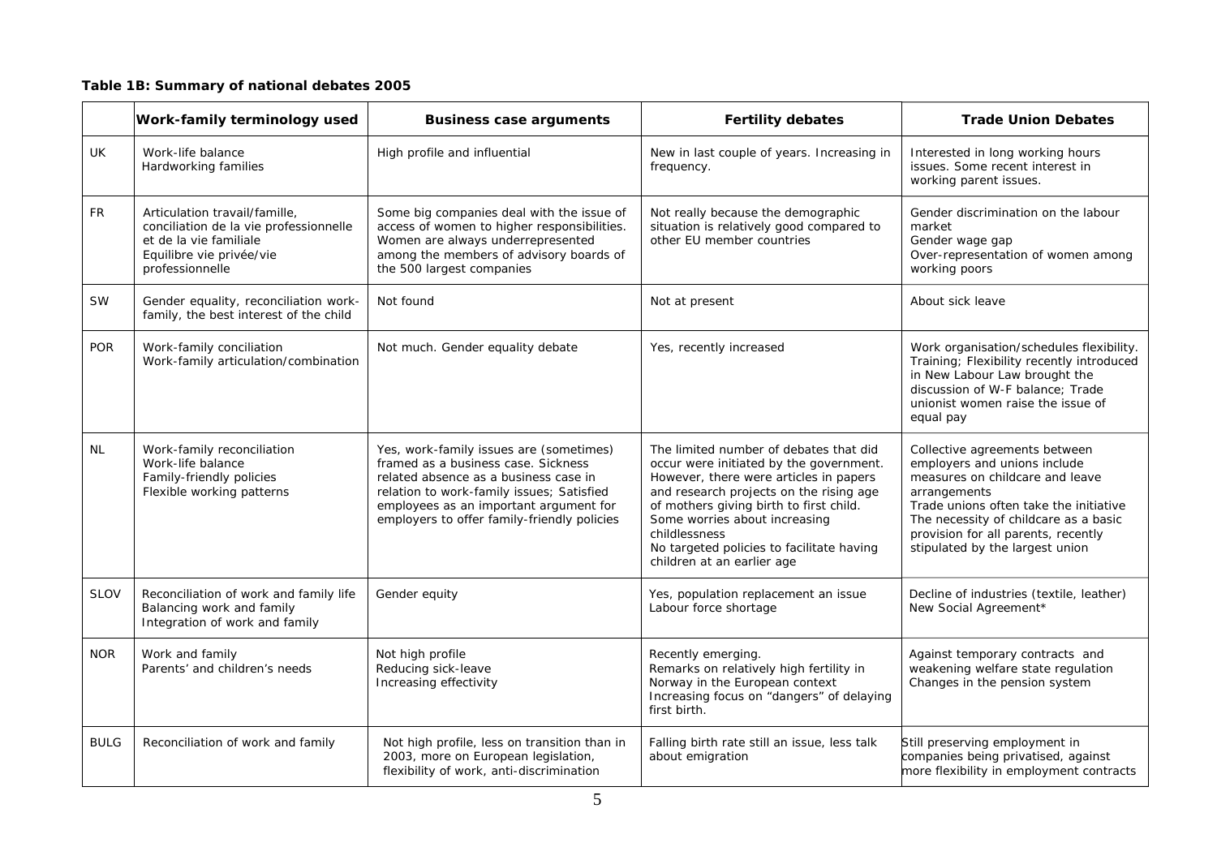**Table 1B: Summary of national debates 2005**

| | Work-family terminology used | Business case arguments | Fertility debates | Trade Union Debates |
|---|---|---|---|---|
| UK | Work-life balance<br>Hardworking families | High profile and influential | New in last couple of years. Increasing in frequency. | Interested in long working hours issues. Some recent interest in working parent issues. |
| FR | Articulation travail/famille, conciliation de la vie professionnelle et de la vie familiale<br>Equilibre vie privée/vie professionnelle | Some big companies deal with the issue of access of women to higher responsibilities. Women are always underrepresented among the members of advisory boards of the 500 largest companies | Not really because the demographic situation is relatively good compared to other EU member countries | Gender discrimination on the labour market<br>Gender wage gap<br>Over-representation of women among working poors |
| SW | Gender equality, reconciliation work-family, the best interest of the child | Not found | Not at present | About sick leave |
| POR | Work-family conciliation<br>Work-family articulation/combination | Not much. Gender equality debate | Yes, recently increased | Work organisation/schedules flexibility. Training; Flexibility recently introduced in New Labour Law brought the discussion of W-F balance; Trade unionist women raise the issue of equal pay |
| NL | Work-family reconciliation<br>Work-life balance<br>Family-friendly policies<br>Flexible working patterns | Yes, work-family issues are (sometimes) framed as a business case. Sickness related absence as a business case in relation to work-family issues; Satisfied employees as an important argument for employers to offer family-friendly policies | The limited number of debates that did occur were initiated by the government. However, there were articles in papers and research projects on the rising age of mothers giving birth to first child. Some worries about increasing childlessness<br>No targeted policies to facilitate having children at an earlier age | Collective agreements between employers and unions include measures on childcare and leave arrangements<br>Trade unions often take the initiative<br>The necessity of childcare as a basic provision for all parents, recently stipulated by the largest union |
| SLOV | Reconciliation of work and family life<br>Balancing work and family<br>Integration of work and family | Gender equity | Yes, population replacement an issue<br>Labour force shortage | Decline of industries (textile, leather)<br>New Social Agreement* |
| NOR | Work and family<br>Parents' and children's needs | Not high profile<br>Reducing sick-leave<br>Increasing effectivity | Recently emerging.<br>Remarks on relatively high fertility in Norway in the European context<br>Increasing focus on "dangers" of delaying first birth. | Against temporary contracts and weakening welfare state regulation<br>Changes in the pension system |
| BULG | Reconciliation of work and family | Not high profile, less on transition than in 2003, more on European legislation, flexibility of work, anti-discrimination | Falling birth rate still an issue, less talk about emigration | Still preserving employment in companies being privatised, against more flexibility in employment contracts |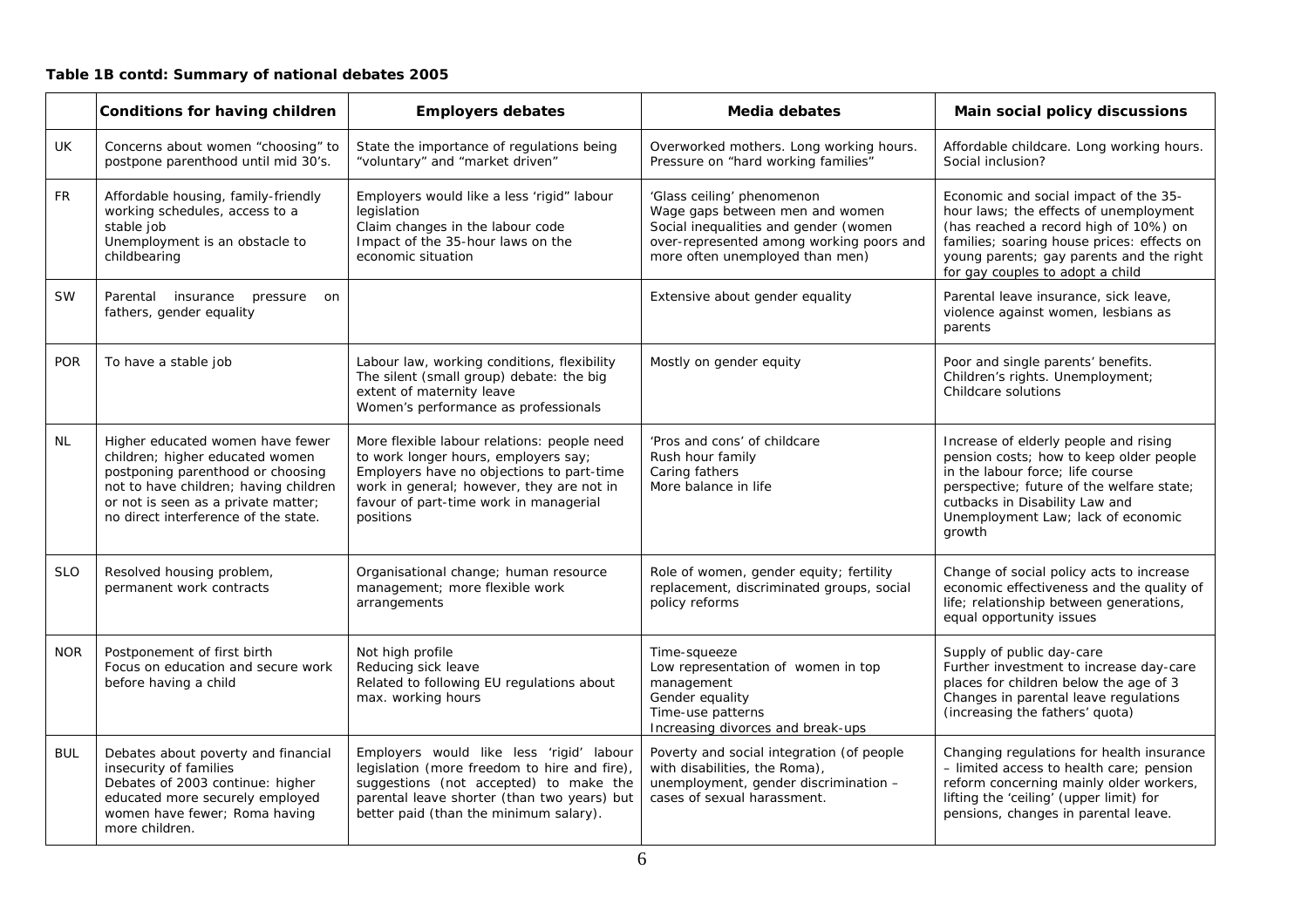**Table 1B contd: Summary of national debates 2005**

| | Conditions for having children | Employers debates | Media debates | Main social policy discussions |
|---|---|---|---|---|
| UK | Concerns about women "choosing" to postpone parenthood until mid 30's. | State the importance of regulations being "voluntary" and "market driven" | Overworked mothers. Long working hours. Pressure on "hard working families" | Affordable childcare. Long working hours. Social inclusion? |
| FR | Affordable housing, family-friendly working schedules, access to a stable job<br>Unemployment is an obstacle to childbearing | Employers would like a less 'rigid" labour legislation<br>Claim changes in the labour code<br>Impact of the 35-hour laws on the economic situation | 'Glass ceiling' phenomenon<br>Wage gaps between men and women<br>Social inequalities and gender (women over-represented among working poors and more often unemployed than men) | Economic and social impact of the 35-hour laws; the effects of unemployment (has reached a record high of 10%) on families; soaring house prices: effects on young parents; gay parents and the right for gay couples to adopt a child |
| SW | Parental insurance pressure on fathers, gender equality | | Extensive about gender equality | Parental leave insurance, sick leave, violence against women, lesbians as parents |
| POR | To have a stable job | Labour law, working conditions, flexibility<br>The silent (small group) debate: the big extent of maternity leave<br>Women's performance as professionals | Mostly on gender equity | Poor and single parents' benefits.<br>Children's rights. Unemployment;<br>Childcare solutions |
| NL | Higher educated women have fewer children; higher educated women postponing parenthood or choosing not to have children; having children or not is seen as a private matter; no direct interference of the state. | More flexible labour relations: people need to work longer hours, employers say; Employers have no objections to part-time work in general; however, they are not in favour of part-time work in managerial positions | 'Pros and cons' of childcare<br>Rush hour family<br>Caring fathers<br>More balance in life | Increase of elderly people and rising pension costs; how to keep older people in the labour force; life course perspective; future of the welfare state; cutbacks in Disability Law and Unemployment Law; lack of economic growth |
| SLO | Resolved housing problem, permanent work contracts | Organisational change; human resource management; more flexible work arrangements | Role of women, gender equity; fertility replacement, discriminated groups, social policy reforms | Change of social policy acts to increase economic effectiveness and the quality of life; relationship between generations, equal opportunity issues |
| NOR | Postponement of first birth<br>Focus on education and secure work before having a child | Not high profile<br>Reducing sick leave<br>Related to following EU regulations about max. working hours | Time-squeeze<br>Low representation of women in top management<br>Gender equality<br>Time-use patterns<br>Increasing divorces and break-ups | Supply of public day-care<br>Further investment to increase day-care places for children below the age of 3<br>Changes in parental leave regulations (increasing the fathers' quota) |
| BUL | Debates about poverty and financial insecurity of families<br>Debates of 2003 continue: higher educated more securely employed women have fewer; Roma having more children. | Employers would like less 'rigid' labour legislation (more freedom to hire and fire), suggestions (not accepted) to make the parental leave shorter (than two years) but better paid (than the minimum salary). | Poverty and social integration (of people with disabilities, the Roma), unemployment, gender discrimination – cases of sexual harassment. | Changing regulations for health insurance – limited access to health care; pension reform concerning mainly older workers, lifting the 'ceiling' (upper limit) for pensions, changes in parental leave. |